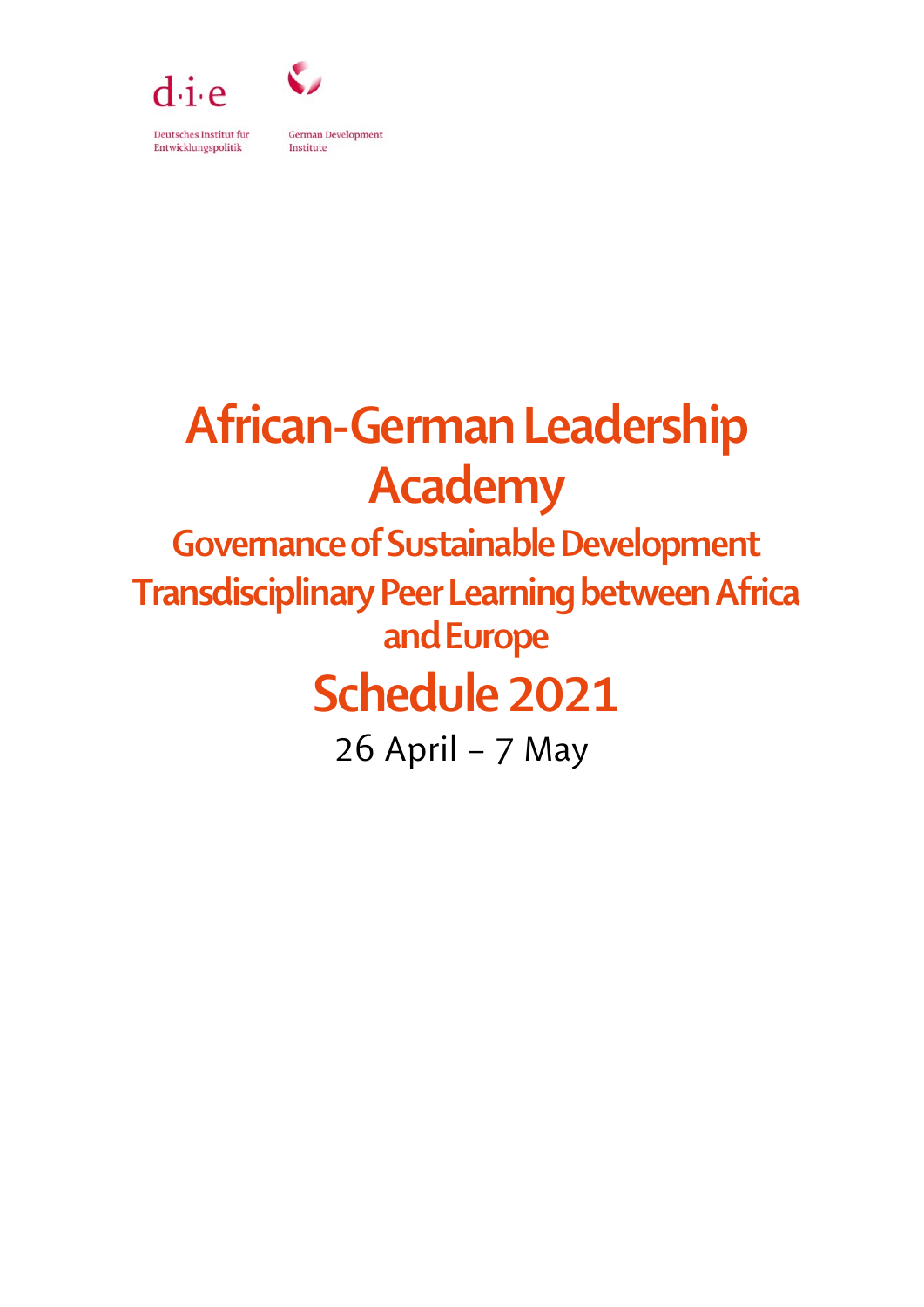d·i·e

Deutsches Institut für Entwicklungspolitik

German Development Institute

# African-German Leadership Academy

## Governance of Sustainable Development Transdisciplinary Peer Learning between Africa and Europe

# Schedule 2021

26 April – 7 May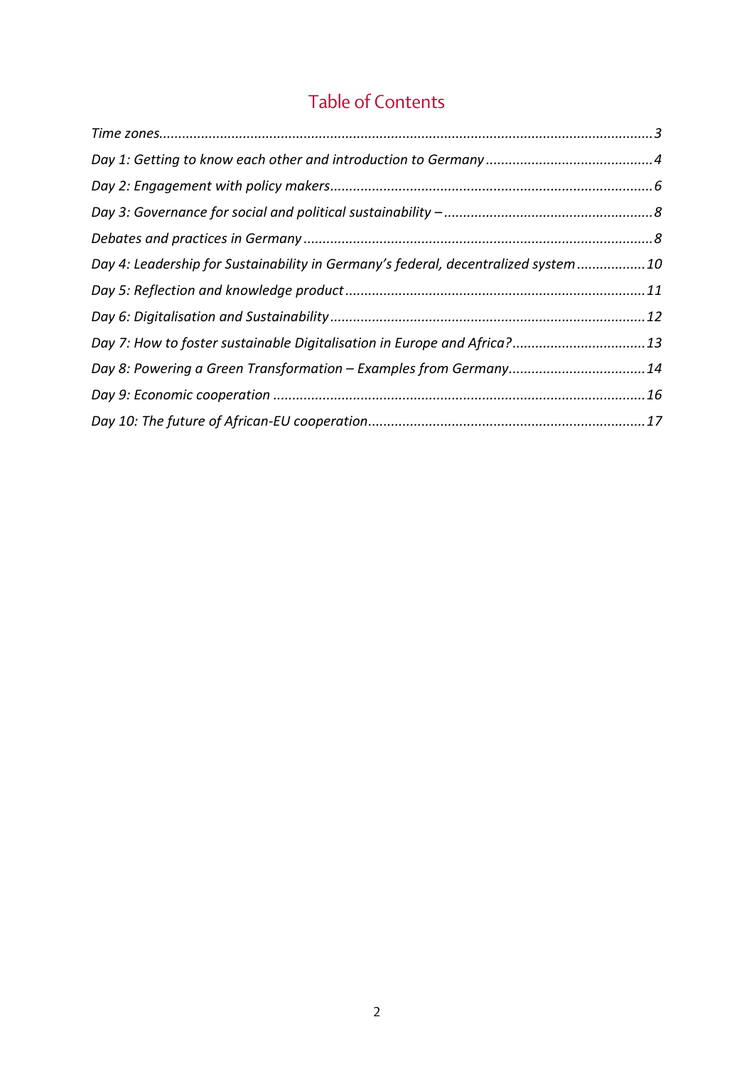# Table of Contents

*Time zones ........ 3*

*Day 1: Getting to know each other and introduction to Germany ........ 4*

*Day 2: Engagement with policy makers ........ 6*

*Day 3: Governance for social and political sustainability – ........ 8*

*Debates and practices in Germany ........ 8*

*Day 4: Leadership for Sustainability in Germany's federal, decentralized system ........ 10*

*Day 5: Reflection and knowledge product ........ 11*

*Day 6: Digitalisation and Sustainability ........ 12*

*Day 7: How to foster sustainable Digitalisation in Europe and Africa? ........ 13*

*Day 8: Powering a Green Transformation – Examples from Germany ........ 14*

*Day 9: Economic cooperation ........ 16*

*Day 10: The future of African-EU cooperation ........ 17*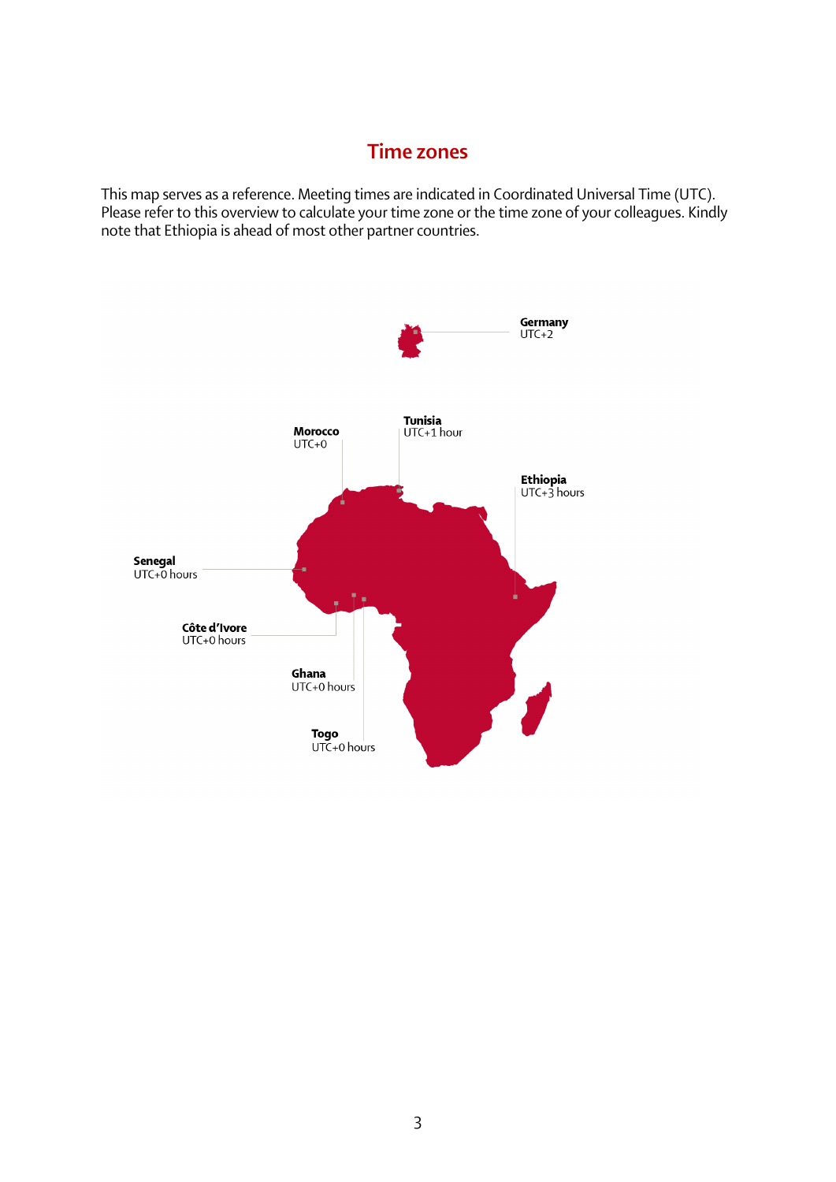## Time zones

This map serves as a reference. Meeting times are indicated in Coordinated Universal Time (UTC). Please refer to this overview to calculate your time zone or the time zone of your colleagues. Kindly note that Ethiopia is ahead of most other partner countries.

**Germany**
UTC+2

**Morocco**
UTC+0

**Tunisia**
UTC+1 hour

**Ethiopia**
UTC+3 hours

**Senegal**
UTC+0 hours

**Côte d'Ivore**
UTC+0 hours

**Ghana**
UTC+0 hours

**Togo**
UTC+0 hours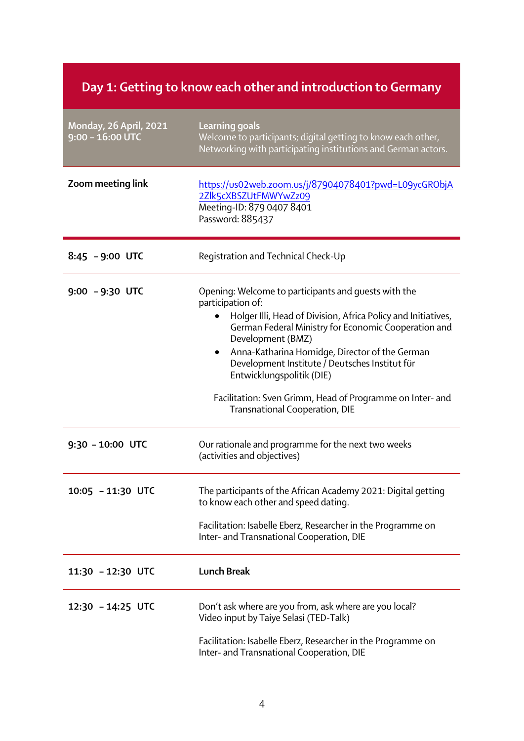## Day 1: Getting to know each other and introduction to Germany

| **Monday, 26 April, 2021** **9:00 – 16:00 UTC** | **Learning goals** Welcome to participants; digital getting to know each other, Networking with participating institutions and German actors. |
|---|---|
| **Zoom meeting link** | https://us02web.zoom.us/j/87904078401?pwd=L09ycGRObjA2Zlk5cXBSZUtFMWYwZz09 Meeting-ID: 879 0407 8401 Password: 885437 |
| **8:45 – 9:00 UTC** | Registration and Technical Check-Up |
| **9:00 – 9:30 UTC** | Opening: Welcome to participants and guests with the participation of: <br>• Holger Illi, Head of Division, Africa Policy and Initiatives, German Federal Ministry for Economic Cooperation and Development (BMZ) <br>• Anna-Katharina Hornidge, Director of the German Development Institute / Deutsches Institut für Entwicklungspolitik (DIE) <br><br>Facilitation: Sven Grimm, Head of Programme on Inter- and Transnational Cooperation, DIE |
| **9:30 – 10:00 UTC** | Our rationale and programme for the next two weeks (activities and objectives) |
| **10:05 – 11:30 UTC** | The participants of the African Academy 2021: Digital getting to know each other and speed dating. <br><br>Facilitation: Isabelle Eberz, Researcher in the Programme on Inter- and Transnational Cooperation, DIE |
| **11:30 – 12:30 UTC** | **Lunch Break** |
| **12:30 – 14:25 UTC** | Don't ask where are you from, ask where are you local? Video input by Taiye Selasi (TED-Talk) <br><br>Facilitation: Isabelle Eberz, Researcher in the Programme on Inter- and Transnational Cooperation, DIE |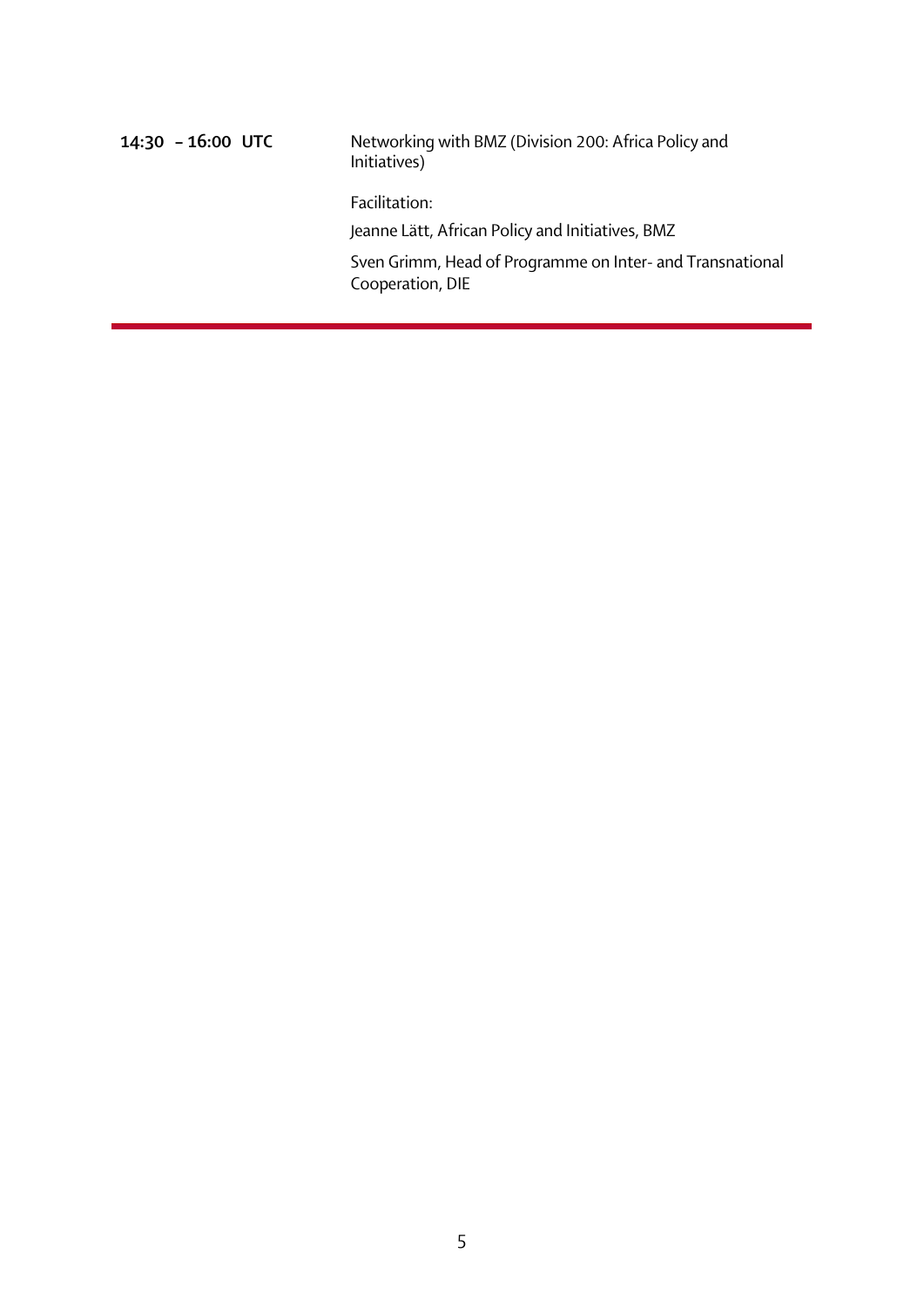| | |
|---|---|
| **14:30 – 16:00 UTC** | Networking with BMZ (Division 200: Africa Policy and Initiatives)<br><br>Facilitation:<br><br>Jeanne Lätt, African Policy and Initiatives, BMZ<br><br>Sven Grimm, Head of Programme on Inter- and Transnational Cooperation, DIE |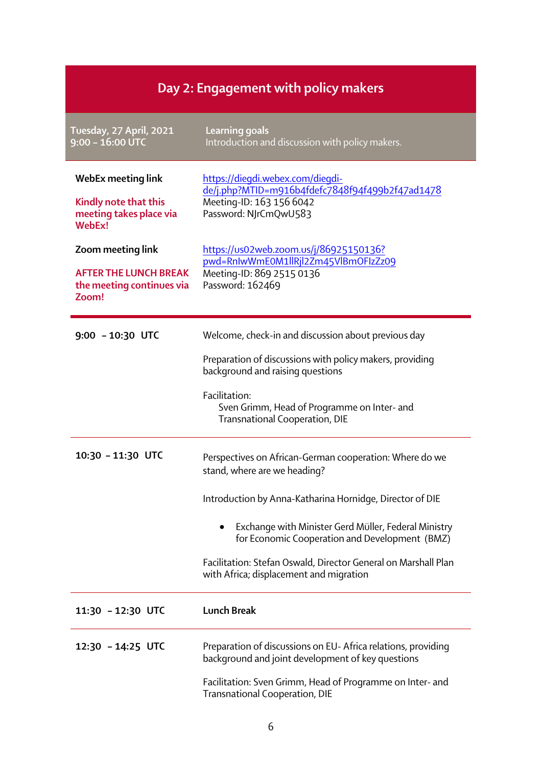## Day 2: Engagement with policy makers

| Tuesday, 27 April, 2021<br>9:00 – 16:00 UTC | **Learning goals**<br>Introduction and discussion with policy makers. |
|---|---|
| **WebEx meeting link**<br><br>**Kindly note that this meeting takes place via WebEx!** | https://diegdi.webex.com/diegdi-de/j.php?MTID=m916b4fdefc7848f94f499b2f47ad1478<br>Meeting-ID: 163 156 6042<br>Password: NJrCmQwU583 |
| **Zoom meeting link**<br><br>**AFTER THE LUNCH BREAK the meeting continues via Zoom!** | https://us02web.zoom.us/j/86925150136?pwd=RnIwWmE0M1llRjl2Zm45VlBmOFIzZz09<br>Meeting-ID: 869 2515 0136<br>Password: 162469 |

| | |
|---|---|
| **9:00 – 10:30 UTC** | Welcome, check-in and discussion about previous day<br><br>Preparation of discussions with policy makers, providing background and raising questions<br><br>Facilitation:<br>Sven Grimm, Head of Programme on Inter- and Transnational Cooperation, DIE |
| **10:30 – 11:30 UTC** | Perspectives on African-German cooperation: Where do we stand, where are we heading?<br><br>Introduction by Anna-Katharina Hornidge, Director of DIE<br><br>• Exchange with Minister Gerd Müller, Federal Ministry for Economic Cooperation and Development (BMZ)<br><br>Facilitation: Stefan Oswald, Director General on Marshall Plan with Africa; displacement and migration |
| **11:30 – 12:30 UTC** | **Lunch Break** |
| **12:30 – 14:25 UTC** | Preparation of discussions on EU- Africa relations, providing background and joint development of key questions<br><br>Facilitation: Sven Grimm, Head of Programme on Inter- and Transnational Cooperation, DIE |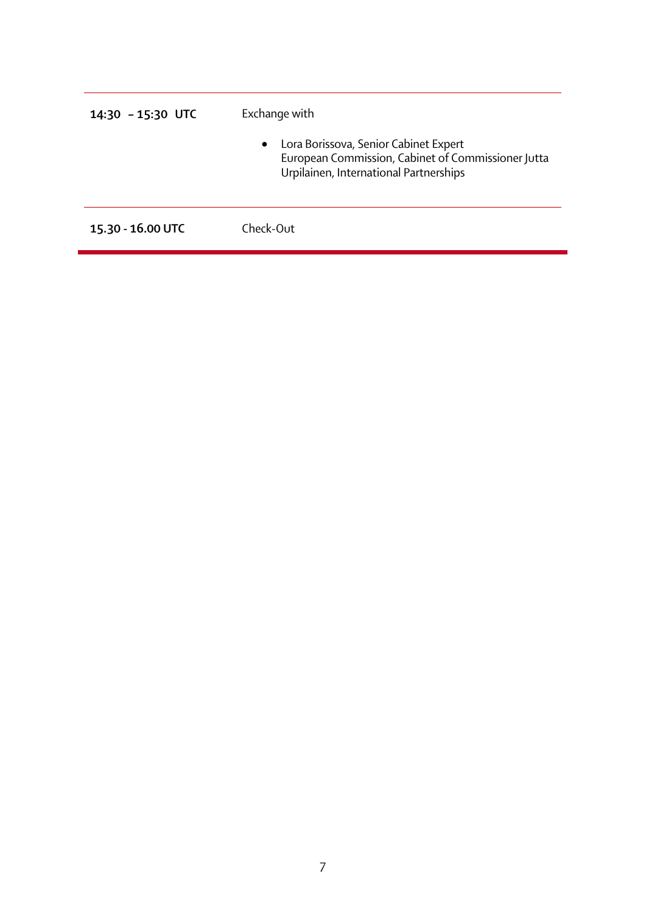| | |
|---|---|
| **14:30 – 15:30 UTC** | Exchange with<br><br>• Lora Borissova, Senior Cabinet Expert<br>European Commission, Cabinet of Commissioner Jutta Urpilainen, International Partnerships |
| **15.30 - 16.00 UTC** | Check-Out |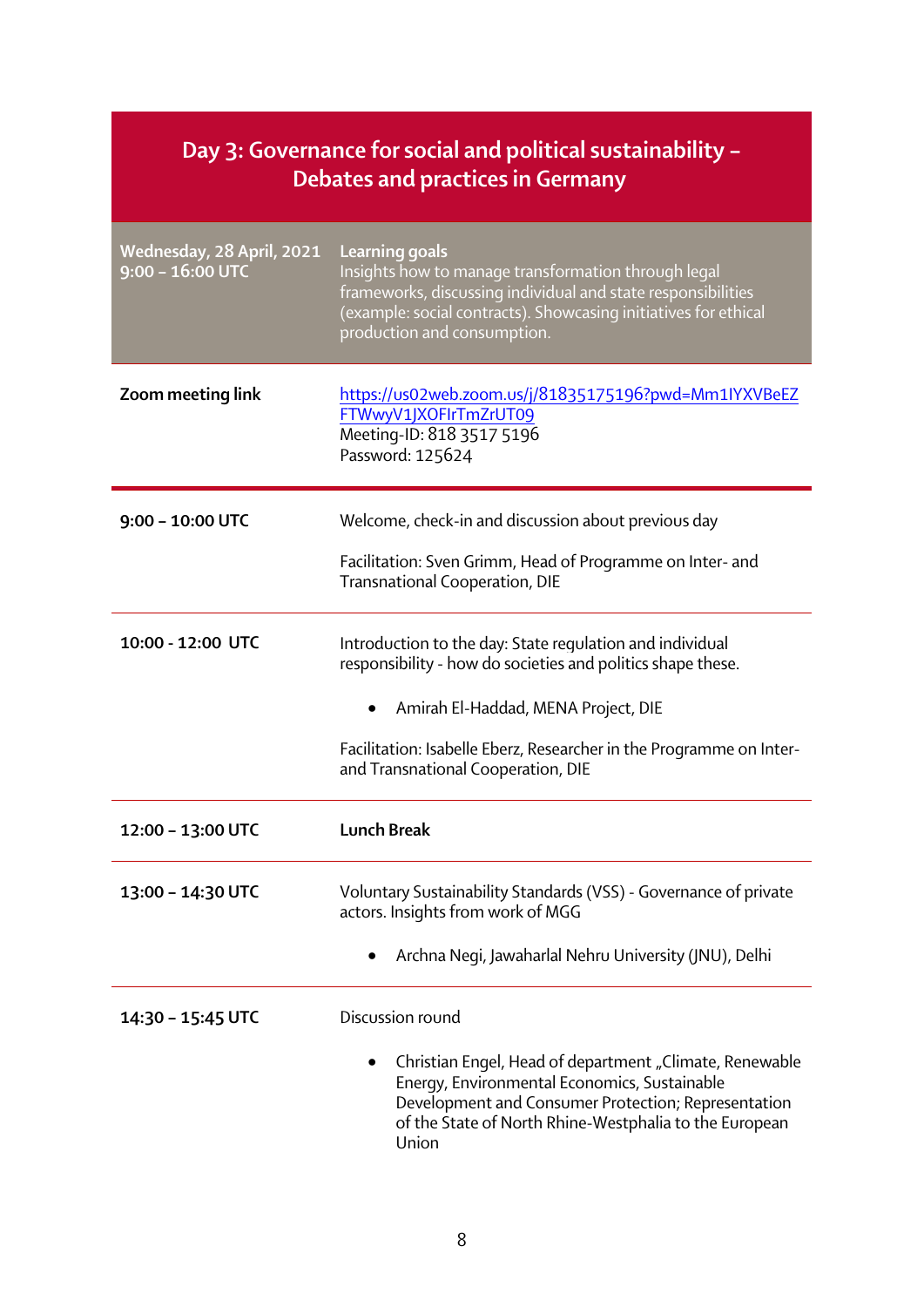## Day 3: Governance for social and political sustainability – Debates and practices in Germany

| Wednesday, 28 April, 2021<br>9:00 – 16:00 UTC | **Learning goals**<br>Insights how to manage transformation through legal frameworks, discussing individual and state responsibilities (example: social contracts). Showcasing initiatives for ethical production and consumption. |
|---|---|
| **Zoom meeting link** | https://us02web.zoom.us/j/81835175196?pwd=Mm1IYXVBeEZFTWwyV1JXOFIrTmZrUT09<br>Meeting-ID: 818 3517 5196<br>Password: 125624 |
| **9:00 – 10:00 UTC** | Welcome, check-in and discussion about previous day<br><br>Facilitation: Sven Grimm, Head of Programme on Inter- and Transnational Cooperation, DIE |
| **10:00 - 12:00 UTC** | Introduction to the day: State regulation and individual responsibility - how do societies and politics shape these.<br><br>• Amirah El-Haddad, MENA Project, DIE<br><br>Facilitation: Isabelle Eberz, Researcher in the Programme on Inter- and Transnational Cooperation, DIE |
| **12:00 – 13:00 UTC** | **Lunch Break** |
| **13:00 – 14:30 UTC** | Voluntary Sustainability Standards (VSS) - Governance of private actors. Insights from work of MGG<br><br>• Archna Negi, Jawaharlal Nehru University (JNU), Delhi |
| **14:30 – 15:45 UTC** | Discussion round<br><br>• Christian Engel, Head of department „Climate, Renewable Energy, Environmental Economics, Sustainable Development and Consumer Protection; Representation of the State of North Rhine-Westphalia to the European Union |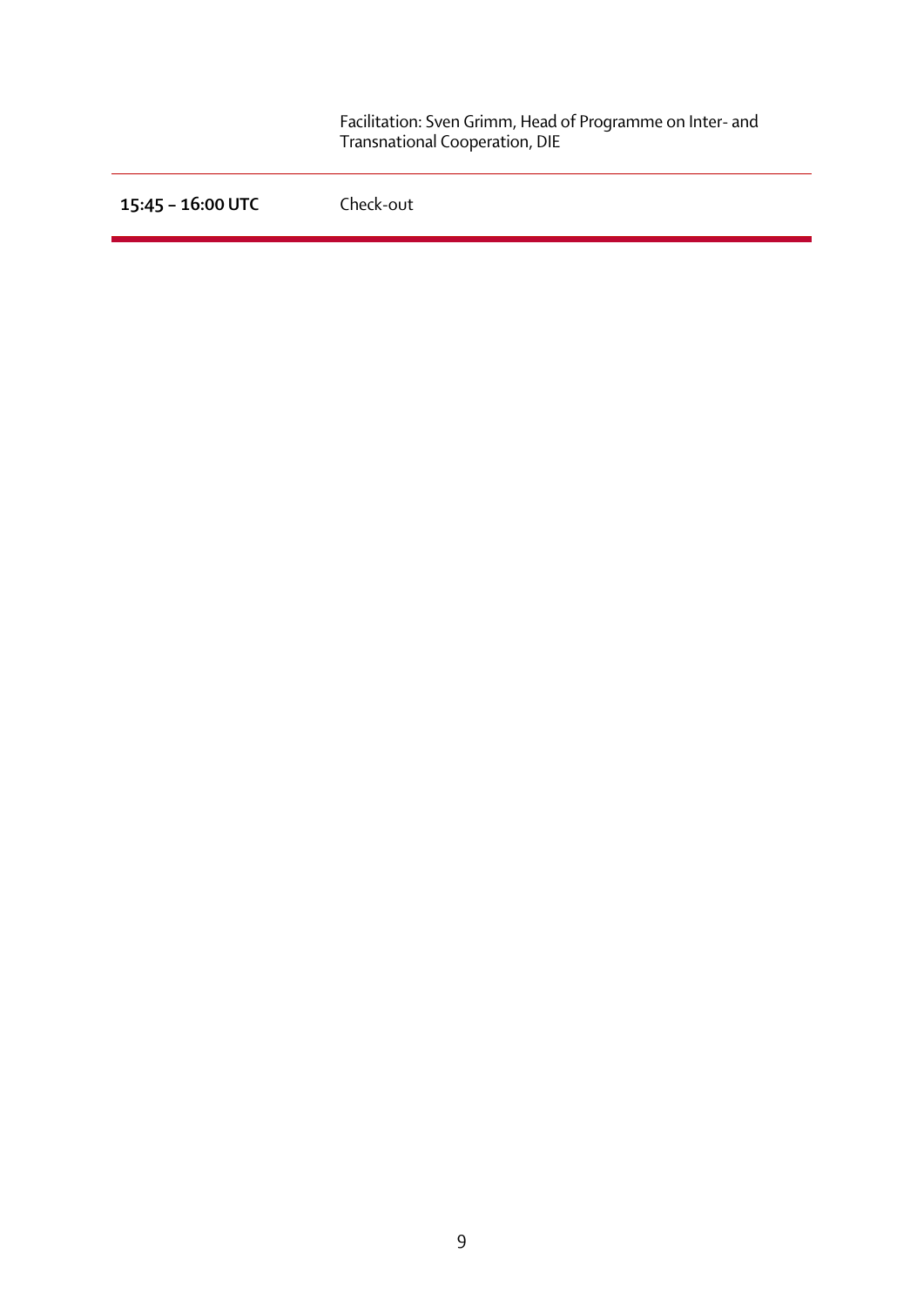| | |
|---|---|
| | Facilitation: Sven Grimm, Head of Programme on Inter- and Transnational Cooperation, DIE |
| **15:45 – 16:00 UTC** | Check-out |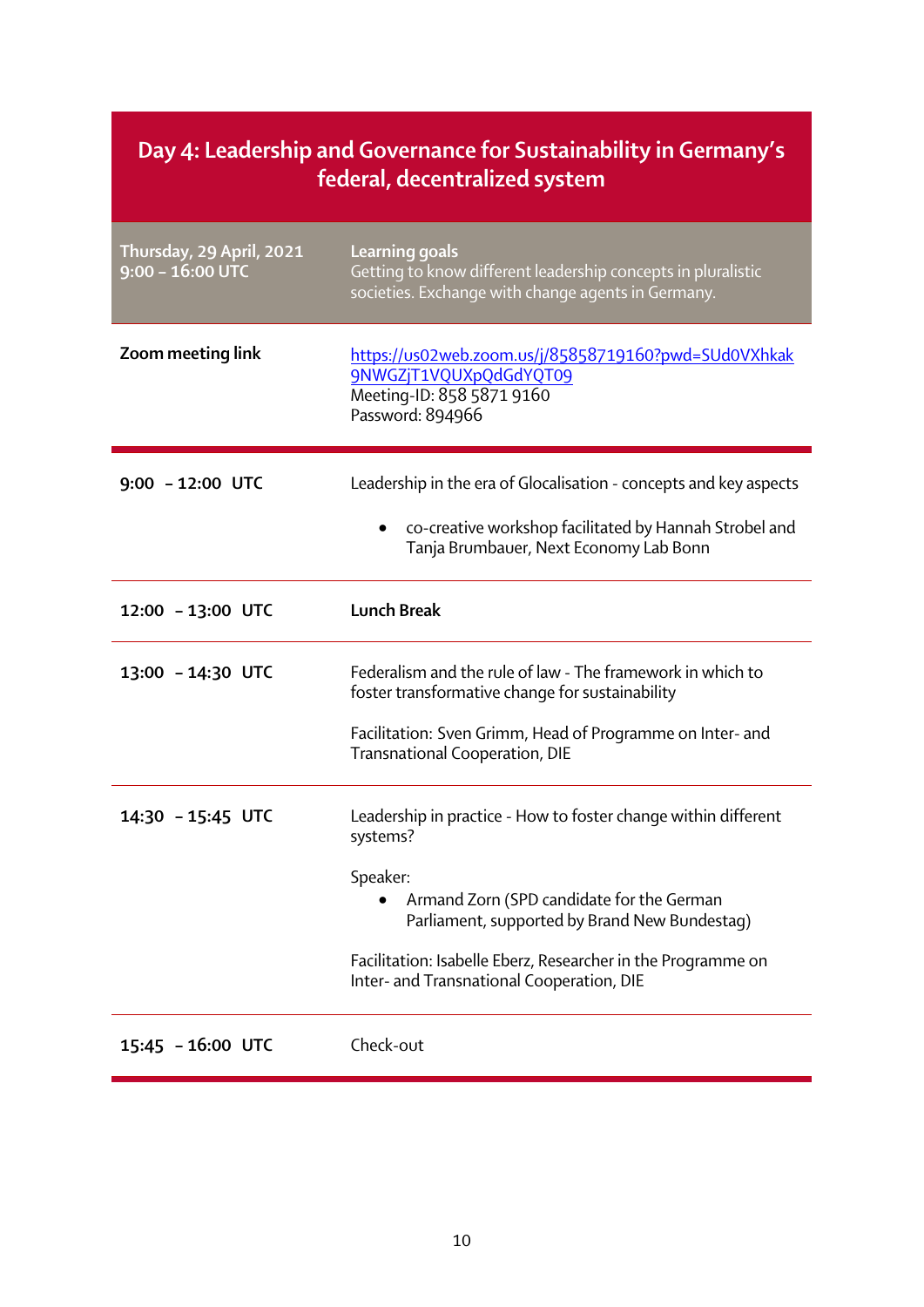# Day 4: Leadership and Governance for Sustainability in Germany's federal, decentralized system

| Thursday, 29 April, 2021<br>9:00 – 16:00 UTC | **Learning goals**<br>Getting to know different leadership concepts in pluralistic societies. Exchange with change agents in Germany. |
|---|---|
| **Zoom meeting link** | https://us02web.zoom.us/j/85858719160?pwd=SUd0VXhkak9NWGZjT1VQUXpQdGdYQT09<br>Meeting-ID: 858 5871 9160<br>Password: 894966 |
| **9:00 – 12:00 UTC** | Leadership in the era of Glocalisation - concepts and key aspects<br>• co-creative workshop facilitated by Hannah Strobel and Tanja Brumbauer, Next Economy Lab Bonn |
| **12:00 – 13:00 UTC** | **Lunch Break** |
| **13:00 – 14:30 UTC** | Federalism and the rule of law - The framework in which to foster transformative change for sustainability<br><br>Facilitation: Sven Grimm, Head of Programme on Inter- and Transnational Cooperation, DIE |
| **14:30 – 15:45 UTC** | Leadership in practice - How to foster change within different systems?<br><br>Speaker:<br>• Armand Zorn (SPD candidate for the German Parliament, supported by Brand New Bundestag)<br><br>Facilitation: Isabelle Eberz, Researcher in the Programme on Inter- and Transnational Cooperation, DIE |
| **15:45 – 16:00 UTC** | Check-out |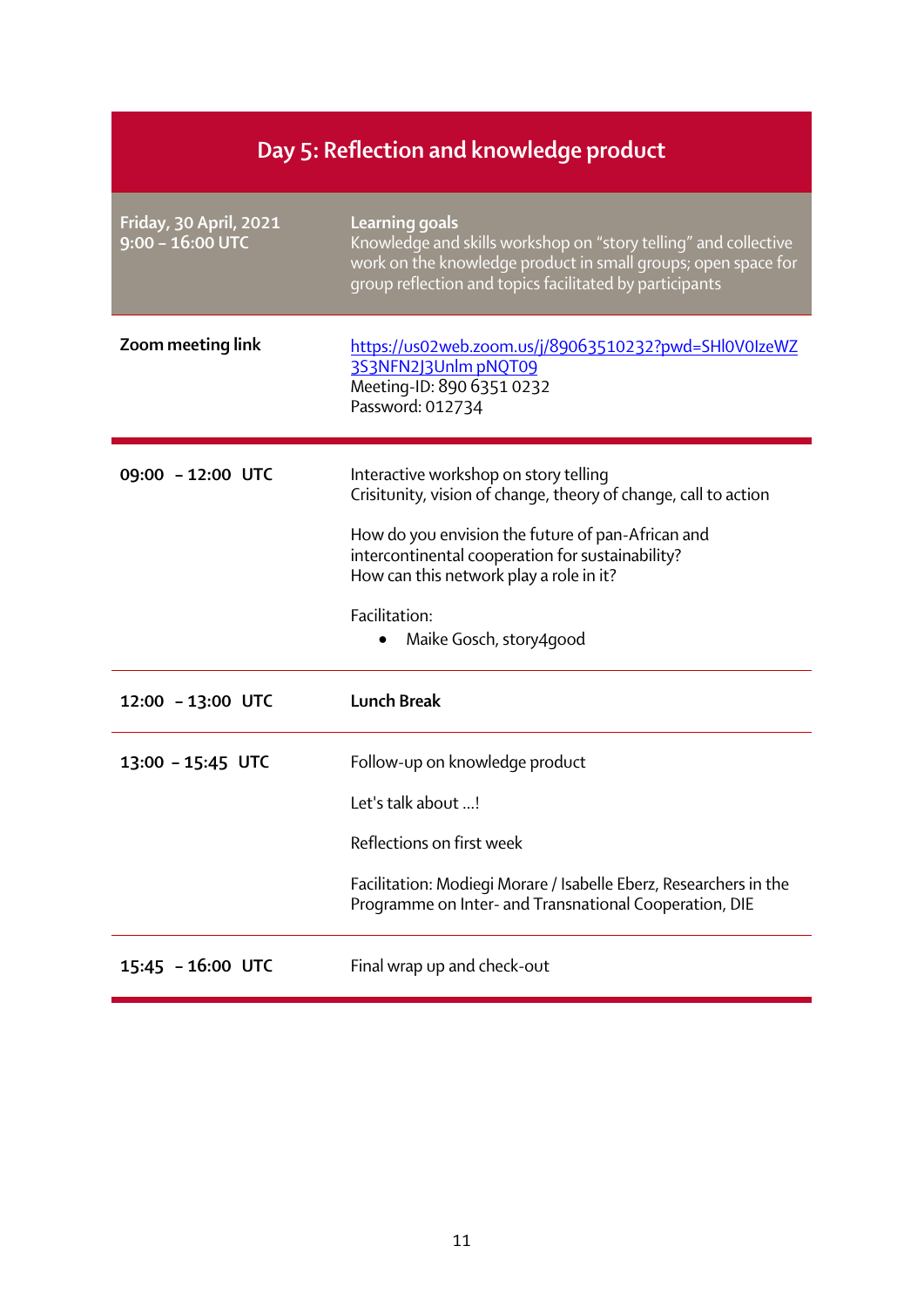# Day 5: Reflection and knowledge product

| **Friday, 30 April, 2021**<br>**9:00 – 16:00 UTC** | **Learning goals**<br>Knowledge and skills workshop on "story telling" and collective work on the knowledge product in small groups; open space for group reflection and topics facilitated by participants |
|---|---|
| **Zoom meeting link** | https://us02web.zoom.us/j/89063510232?pwd=SHl0V0IzeWZ3S3NFN2J3Unlm pNQT09<br>Meeting-ID: 890 6351 0232<br>Password: 012734 |
| **09:00 – 12:00 UTC** | Interactive workshop on story telling<br>Crisituity, vision of change, theory of change, call to action<br><br>How do you envision the future of pan-African and intercontinental cooperation for sustainability?<br>How can this network play a role in it?<br><br>Facilitation:<br>• Maike Gosch, story4good |
| **12:00 – 13:00 UTC** | **Lunch Break** |
| **13:00 – 15:45 UTC** | Follow-up on knowledge product<br><br>Let's talk about ...!<br><br>Reflections on first week<br><br>Facilitation: Modiegi Morare / Isabelle Eberz, Researchers in the Programme on Inter- and Transnational Cooperation, DIE |
| **15:45 – 16:00 UTC** | Final wrap up and check-out |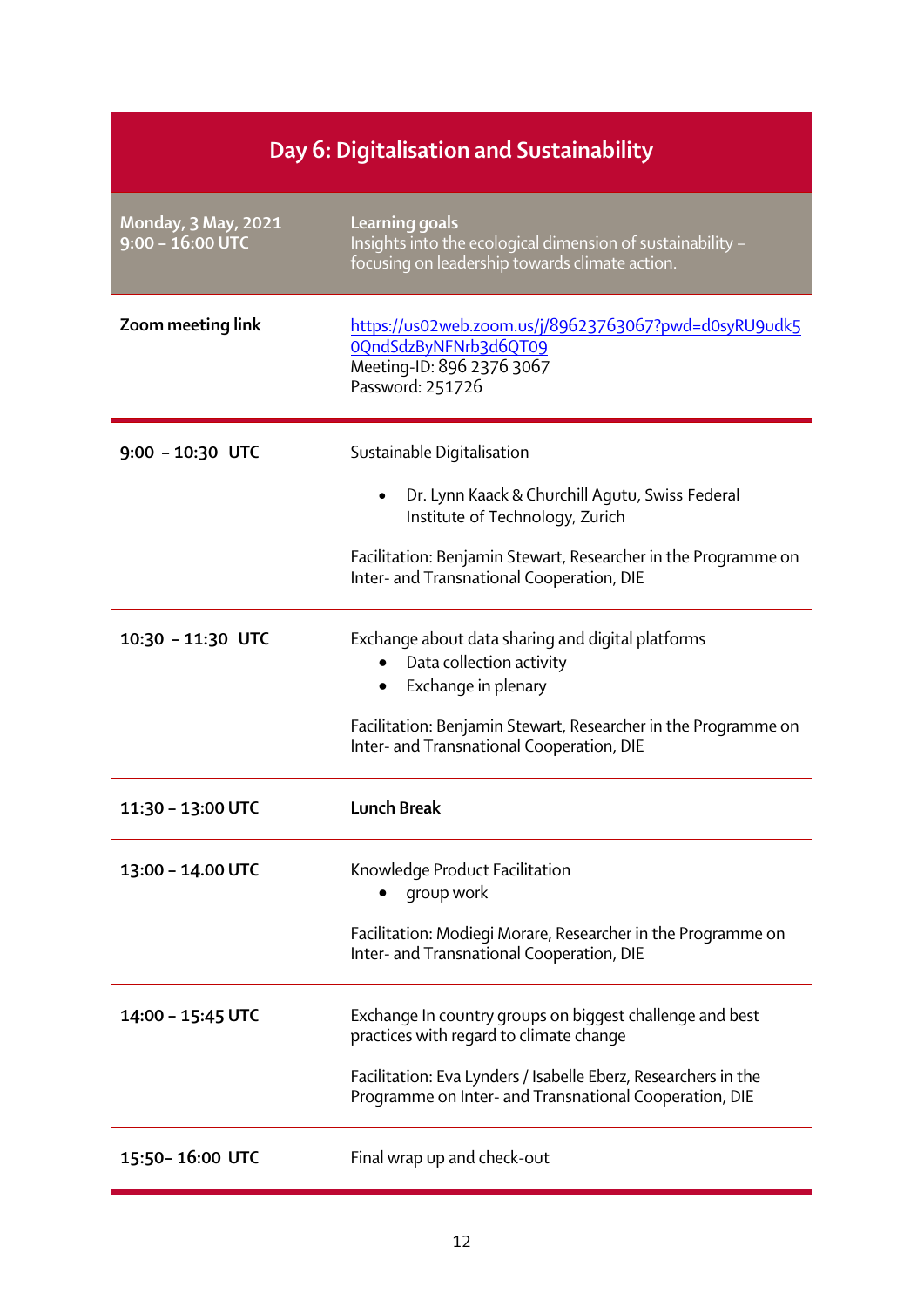## Day 6: Digitalisation and Sustainability

| **Monday, 3 May, 2021**<br>**9:00 – 16:00 UTC** | **Learning goals**<br>Insights into the ecological dimension of sustainability – focusing on leadership towards climate action. |
|---|---|
| **Zoom meeting link** | https://us02web.zoom.us/j/89623763067?pwd=d0syRU9udk50QndSdzByNFNrb3d6QT09<br>Meeting-ID: 896 2376 3067<br>Password: 251726 |
| **9:00 – 10:30 UTC** | Sustainable Digitalisation<br>• Dr. Lynn Kaack & Churchill Agutu, Swiss Federal Institute of Technology, Zurich<br><br>Facilitation: Benjamin Stewart, Researcher in the Programme on Inter- and Transnational Cooperation, DIE |
| **10:30 – 11:30 UTC** | Exchange about data sharing and digital platforms<br>• Data collection activity<br>• Exchange in plenary<br><br>Facilitation: Benjamin Stewart, Researcher in the Programme on Inter- and Transnational Cooperation, DIE |
| **11:30 – 13:00 UTC** | **Lunch Break** |
| **13:00 – 14.00 UTC** | Knowledge Product Facilitation<br>• group work<br><br>Facilitation: Modiegi Morare, Researcher in the Programme on Inter- and Transnational Cooperation, DIE |
| **14:00 – 15:45 UTC** | Exchange In country groups on biggest challenge and best practices with regard to climate change<br><br>Facilitation: Eva Lynders / Isabelle Eberz, Researchers in the Programme on Inter- and Transnational Cooperation, DIE |
| **15:50– 16:00 UTC** | Final wrap up and check-out |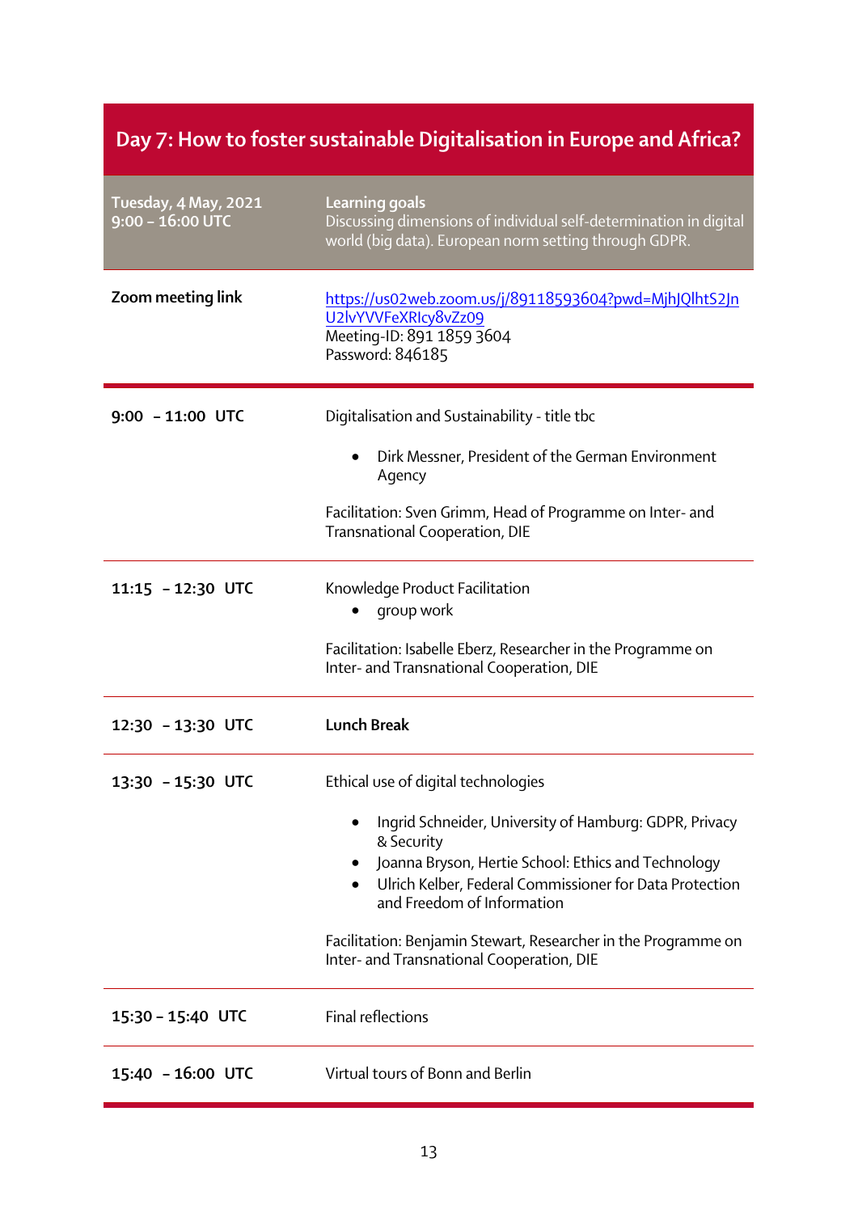## Day 7: How to foster sustainable Digitalisation in Europe and Africa?

| **Tuesday, 4 May, 2021**<br>**9:00 – 16:00 UTC** | **Learning goals**<br>Discussing dimensions of individual self-determination in digital world (big data). European norm setting through GDPR. |
|---|---|
| **Zoom meeting link** | https://us02web.zoom.us/j/89118593604?pwd=MjhJQlhtS2JnU2lvYVVFeXRIcy8vZz09<br>Meeting-ID: 891 1859 3604<br>Password: 846185 |
| **9:00 – 11:00 UTC** | Digitalisation and Sustainability - title tbc<br>• Dirk Messner, President of the German Environment Agency<br><br>Facilitation: Sven Grimm, Head of Programme on Inter- and Transnational Cooperation, DIE |
| **11:15 – 12:30 UTC** | Knowledge Product Facilitation<br>• group work<br><br>Facilitation: Isabelle Eberz, Researcher in the Programme on Inter- and Transnational Cooperation, DIE |
| **12:30 – 13:30 UTC** | **Lunch Break** |
| **13:30 – 15:30 UTC** | Ethical use of digital technologies<br>• Ingrid Schneider, University of Hamburg: GDPR, Privacy & Security<br>• Joanna Bryson, Hertie School: Ethics and Technology<br>• Ulrich Kelber, Federal Commissioner for Data Protection and Freedom of Information<br><br>Facilitation: Benjamin Stewart, Researcher in the Programme on Inter- and Transnational Cooperation, DIE |
| **15:30 – 15:40 UTC** | Final reflections |
| **15:40 – 16:00 UTC** | Virtual tours of Bonn and Berlin |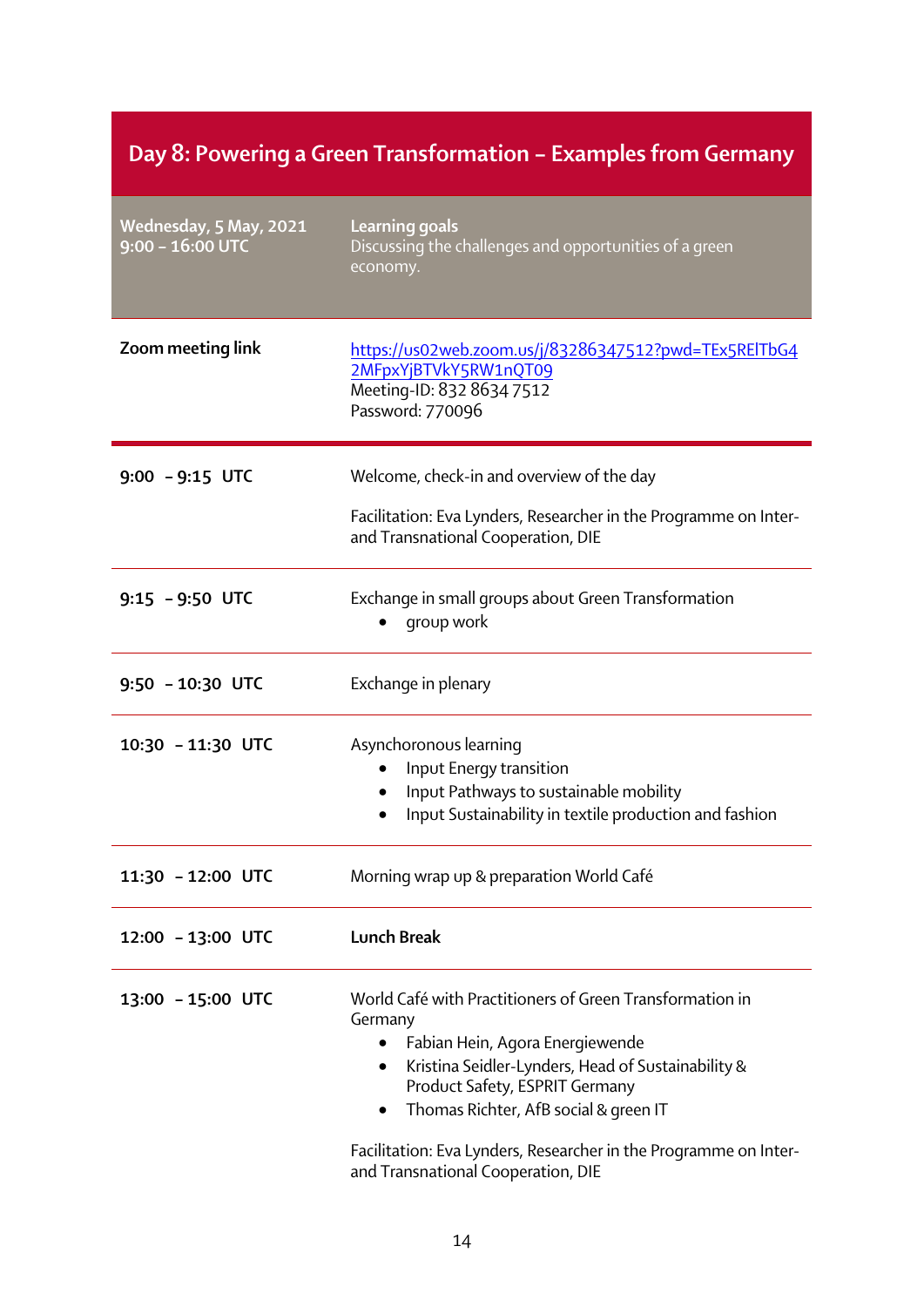## Day 8: Powering a Green Transformation – Examples from Germany

| Wednesday, 5 May, 2021<br>9:00 – 16:00 UTC | **Learning goals**<br>Discussing the challenges and opportunities of a green economy. |
|---|---|
| **Zoom meeting link** | https://us02web.zoom.us/j/83286347512?pwd=TEx5RElTbG42MFpxYjBTVkY5RW1nQT09<br>Meeting-ID: 832 8634 7512<br>Password: 770096 |
| **9:00 – 9:15 UTC** | Welcome, check-in and overview of the day<br><br>Facilitation: Eva Lynders, Researcher in the Programme on Inter- and Transnational Cooperation, DIE |
| **9:15 – 9:50 UTC** | Exchange in small groups about Green Transformation<br>• group work |
| **9:50 – 10:30 UTC** | Exchange in plenary |
| **10:30 – 11:30 UTC** | Asynchoronous learning<br>• Input Energy transition<br>• Input Pathways to sustainable mobility<br>• Input Sustainability in textile production and fashion |
| **11:30 – 12:00 UTC** | Morning wrap up & preparation World Café |
| **12:00 – 13:00 UTC** | **Lunch Break** |
| **13:00 – 15:00 UTC** | World Café with Practitioners of Green Transformation in Germany<br>• Fabian Hein, Agora Energiewende<br>• Kristina Seidler-Lynders, Head of Sustainability & Product Safety, ESPRIT Germany<br>• Thomas Richter, AfB social & green IT<br><br>Facilitation: Eva Lynders, Researcher in the Programme on Inter- and Transnational Cooperation, DIE |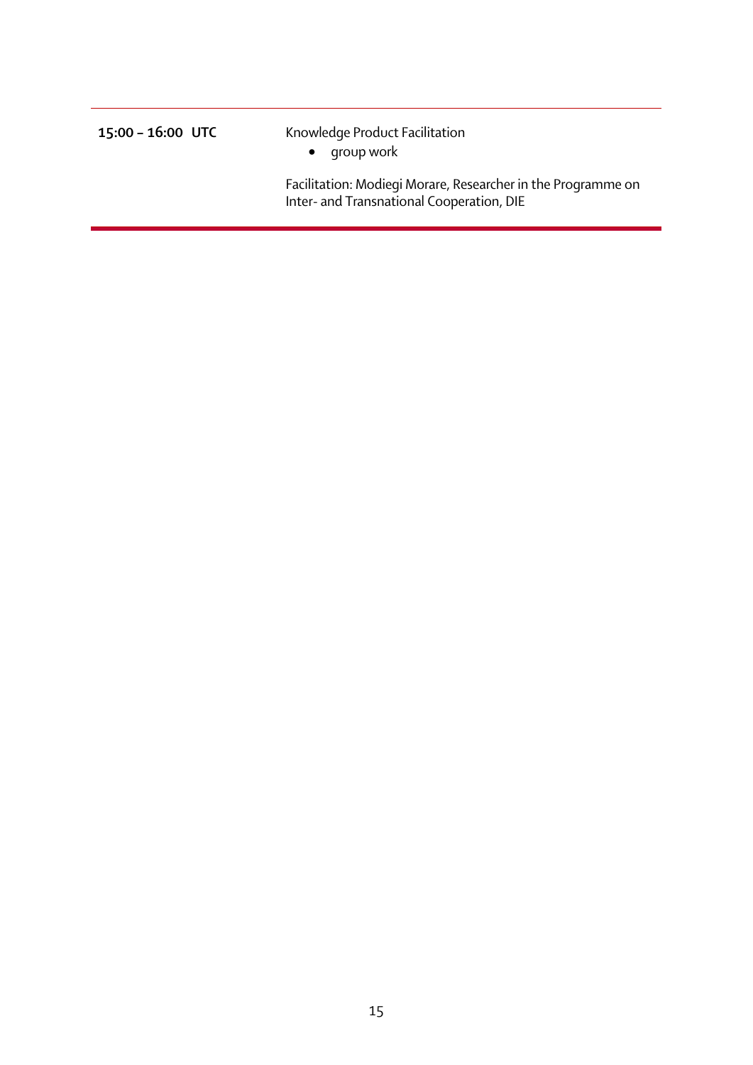| | |
|---|---|
| **15:00 – 16:00 UTC** | Knowledge Product Facilitation<br>• group work<br><br>Facilitation: Modiegi Morare, Researcher in the Programme on Inter- and Transnational Cooperation, DIE |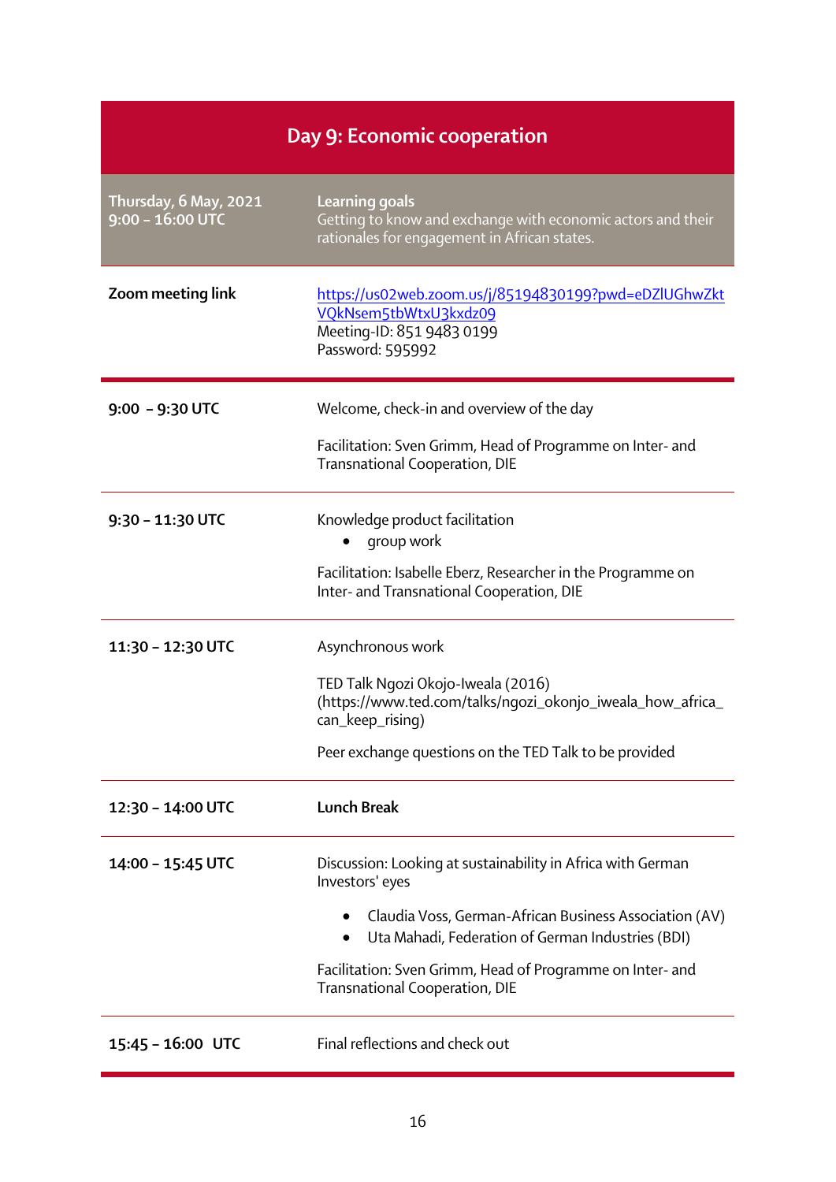## Day 9: Economic cooperation

| Thursday, 6 May, 2021<br>9:00 – 16:00 UTC | **Learning goals**<br>Getting to know and exchange with economic actors and their rationales for engagement in African states. |
|---|---|
| **Zoom meeting link** | https://us02web.zoom.us/j/85194830199?pwd=eDZlUGhwZktVQkNsem5tbWtxU3kxdz09<br>Meeting-ID: 851 9483 0199<br>Password: 595992 |
| **9:00 – 9:30 UTC** | Welcome, check-in and overview of the day<br><br>Facilitation: Sven Grimm, Head of Programme on Inter- and Transnational Cooperation, DIE |
| **9:30 – 11:30 UTC** | Knowledge product facilitation<br>• group work<br><br>Facilitation: Isabelle Eberz, Researcher in the Programme on Inter- and Transnational Cooperation, DIE |
| **11:30 – 12:30 UTC** | Asynchronous work<br><br>TED Talk Ngozi Okojo-Iweala (2016) (https://www.ted.com/talks/ngozi_okonjo_iweala_how_africa_can_keep_rising)<br><br>Peer exchange questions on the TED Talk to be provided |
| **12:30 – 14:00 UTC** | **Lunch Break** |
| **14:00 – 15:45 UTC** | Discussion: Looking at sustainability in Africa with German Investors' eyes<br>• Claudia Voss, German-African Business Association (AV)<br>• Uta Mahadi, Federation of German Industries (BDI)<br><br>Facilitation: Sven Grimm, Head of Programme on Inter- and Transnational Cooperation, DIE |
| **15:45 – 16:00 UTC** | Final reflections and check out |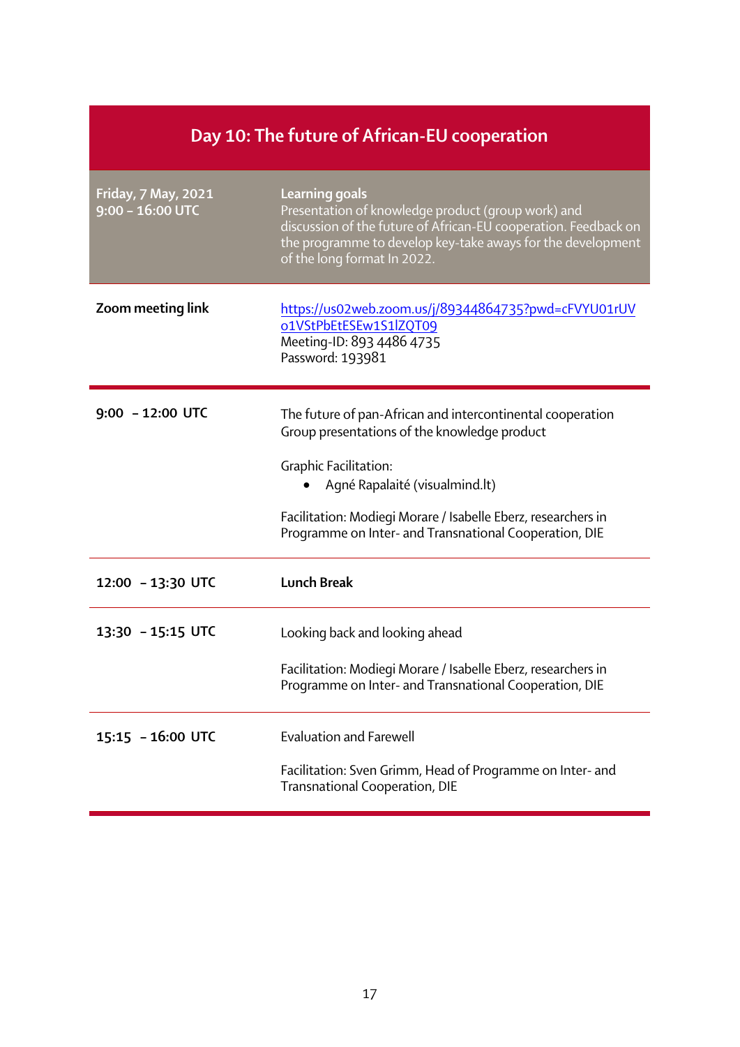## Day 10: The future of African-EU cooperation

| | |
|---|---|
| **Friday, 7 May, 2021**<br>**9:00 – 16:00 UTC** | **Learning goals**<br>Presentation of knowledge product (group work) and discussion of the future of African-EU cooperation. Feedback on the programme to develop key-take aways for the development of the long format In 2022. |
| **Zoom meeting link** | https://us02web.zoom.us/j/89344864735?pwd=cFVYU01rUVo1VStPbEtESEw1S1lZQT09<br>Meeting-ID: 893 4486 4735<br>Password: 193981 |
| **9:00 – 12:00 UTC** | The future of pan-African and intercontinental cooperation<br>Group presentations of the knowledge product<br><br>Graphic Facilitation:<br>• Agné Rapalaité (visualmind.lt)<br><br>Facilitation: Modiegi Morare / Isabelle Eberz, researchers in Programme on Inter- and Transnational Cooperation, DIE |
| **12:00 – 13:30 UTC** | **Lunch Break** |
| **13:30 – 15:15 UTC** | Looking back and looking ahead<br><br>Facilitation: Modiegi Morare / Isabelle Eberz, researchers in Programme on Inter- and Transnational Cooperation, DIE |
| **15:15 – 16:00 UTC** | Evaluation and Farewell<br><br>Facilitation: Sven Grimm, Head of Programme on Inter- and Transnational Cooperation, DIE |